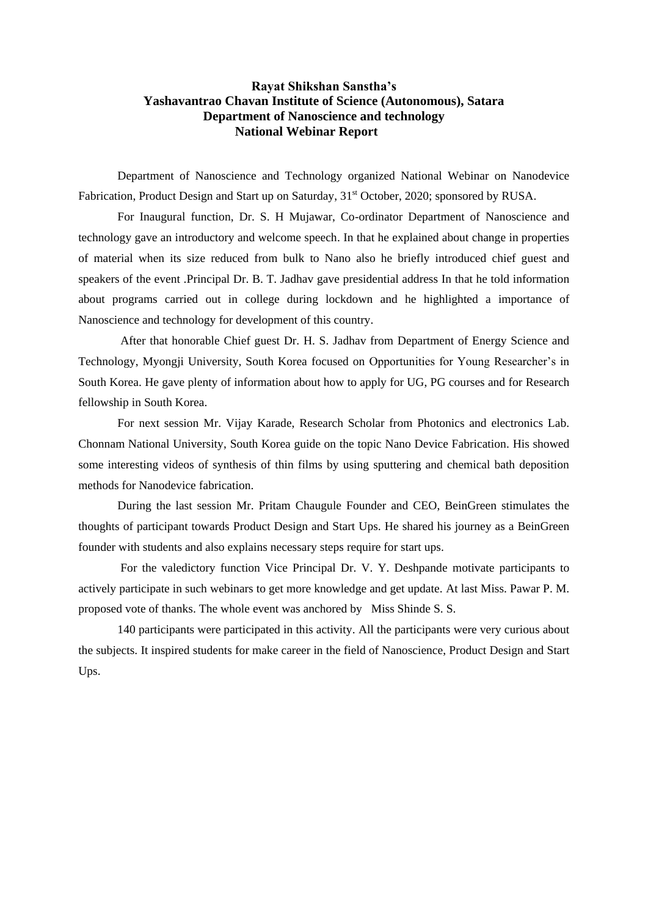# Rayat Shikshan Sanstha's
# Yashavantrao Chavan Institute of Science (Autonomous), Satara
## Department of Nanoscience and technology
## National Webinar Report

Department of Nanoscience and Technology organized National Webinar on Nanodevice Fabrication, Product Design and Start up on Saturday, 31st October, 2020; sponsored by RUSA.

For Inaugural function, Dr. S. H Mujawar, Co-ordinator Department of Nanoscience and technology gave an introductory and welcome speech. In that he explained about change in properties of material when its size reduced from bulk to Nano also he briefly introduced chief guest and speakers of the event .Principal Dr. B. T. Jadhav gave presidential address In that he told information about programs carried out in college during lockdown and he highlighted a importance of Nanoscience and technology for development of this country.

After that honorable Chief guest Dr. H. S. Jadhav from Department of Energy Science and Technology, Myongji University, South Korea focused on Opportunities for Young Researcher's in South Korea. He gave plenty of information about how to apply for UG, PG courses and for Research fellowship in South Korea.

For next session Mr. Vijay Karade, Research Scholar from Photonics and electronics Lab. Chonnam National University, South Korea guide on the topic Nano Device Fabrication. His showed some interesting videos of synthesis of thin films by using sputtering and chemical bath deposition methods for Nanodevice fabrication.

During the last session Mr. Pritam Chaugule Founder and CEO, BeinGreen stimulates the thoughts of participant towards Product Design and Start Ups. He shared his journey as a BeinGreen founder with students and also explains necessary steps require for start ups.

For the valedictory function Vice Principal Dr. V. Y. Deshpande motivate participants to actively participate in such webinars to get more knowledge and get update. At last Miss. Pawar P. M. proposed vote of thanks. The whole event was anchored by Miss Shinde S. S.

140 participants were participated in this activity. All the participants were very curious about the subjects. It inspired students for make career in the field of Nanoscience, Product Design and Start Ups.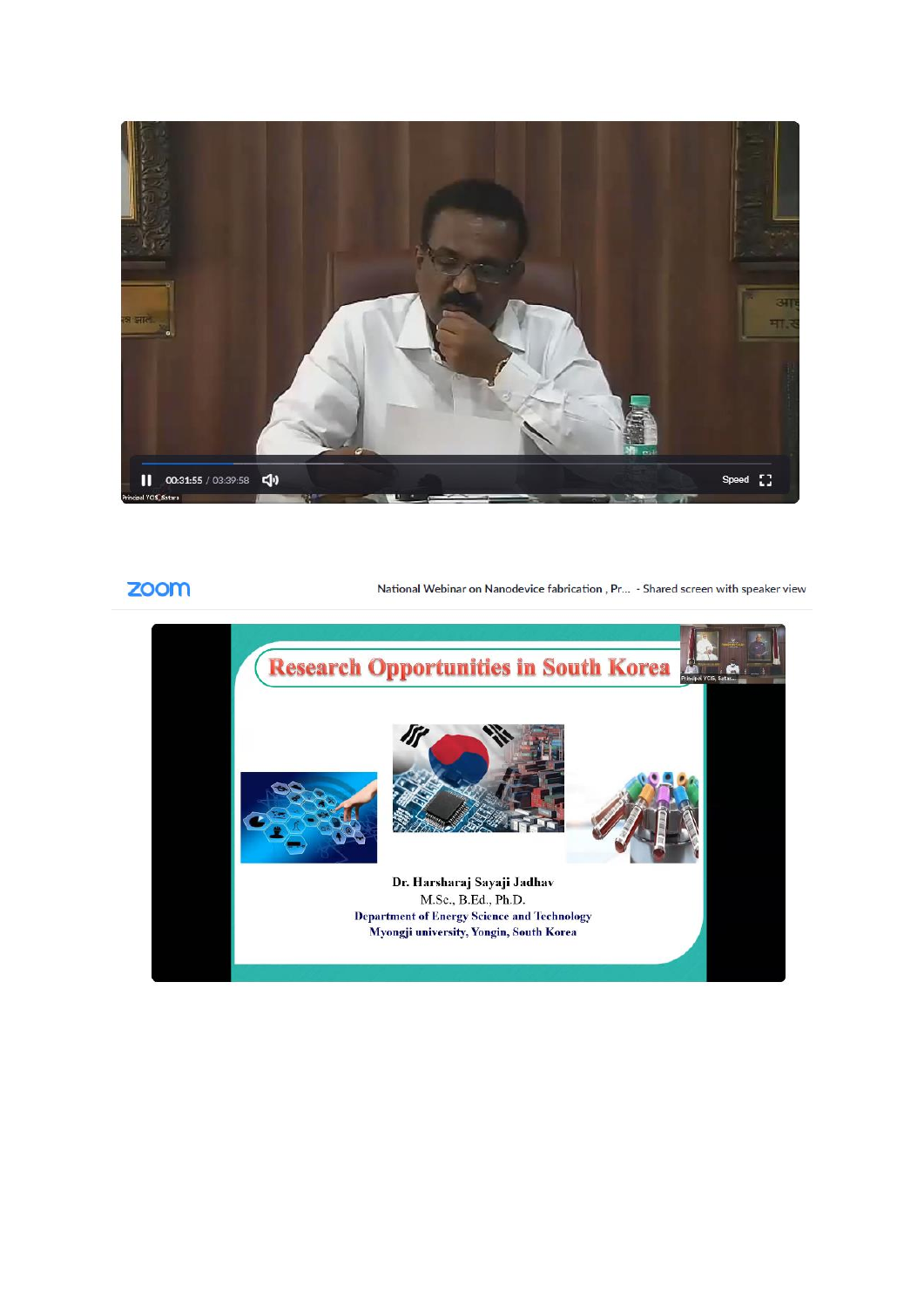zoom National Webinar on Nanodevice fabrication , Pr... - Shared screen with speaker view

**Research Opportunities in South Korea**

Dr. Harsharaj Sayaji Jadhav

M.Sc., B.Ed., Ph.D.

Department of Energy Science and Technology

Myongji university, Yongin, South Korea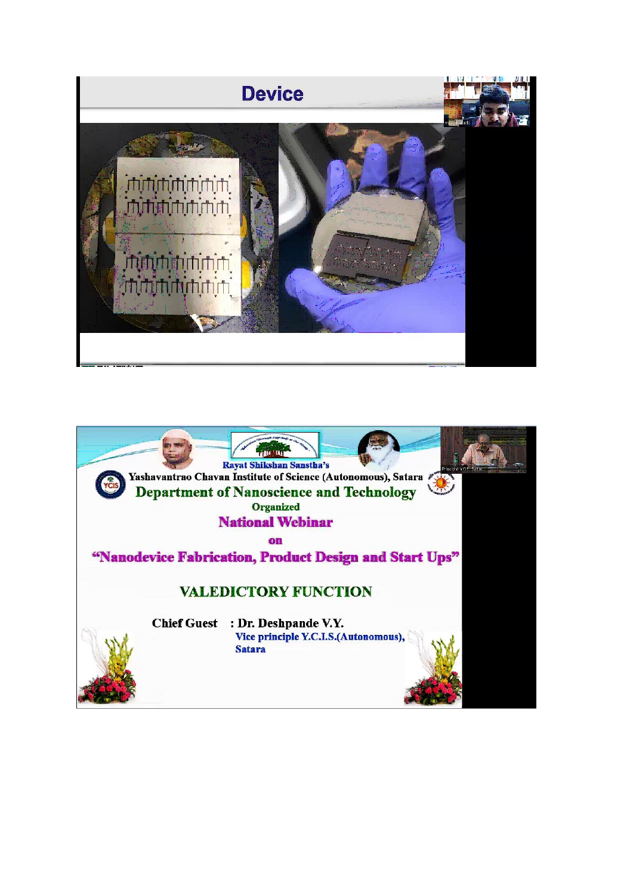# Device

Rayat Shikshan Sanstha's

Yashavantrao Chavan Institute of Science (Autonomous), Satara

Department of Nanoscience and Technology

Organized

National Webinar

on

"Nanodevice Fabrication, Product Design and Start Ups"

VALEDICTORY FUNCTION

Chief Guest : Dr. Deshpande V.Y.

Vice principle Y.C.I.S.(Autonomous), Satara